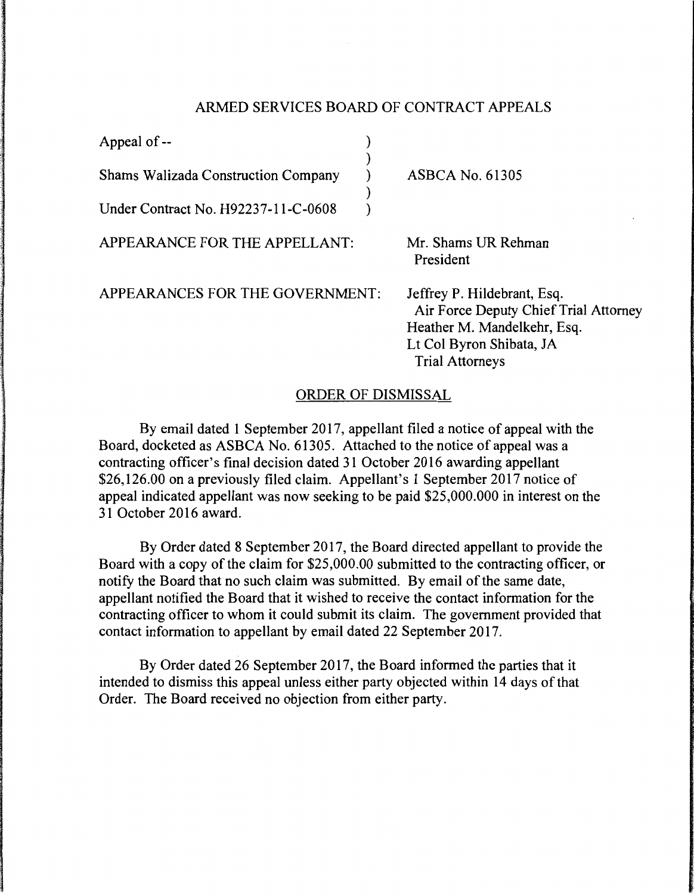ARMED SERVICES BOARD OF CONTRACT APPEALS

| | | |
|---|---|---|
| Appeal of -- | ) | |
| | ) | |
| Shams Walizada Construction Company | ) | ASBCA No. 61305 |
| | ) | |
| Under Contract No. H92237-11-C-0608 | ) | |

APPEARANCE FOR THE APPELLANT: Mr. Shams UR Rehman
President

APPEARANCES FOR THE GOVERNMENT: Jeffrey P. Hildebrant, Esq.
Air Force Deputy Chief Trial Attorney
Heather M. Mandelkehr, Esq.
Lt Col Byron Shibata, JA
Trial Attorneys

ORDER OF DISMISSAL

By email dated 1 September 2017, appellant filed a notice of appeal with the Board, docketed as ASBCA No. 61305. Attached to the notice of appeal was a contracting officer's final decision dated 31 October 2016 awarding appellant $26,126.00 on a previously filed claim. Appellant's 1 September 2017 notice of appeal indicated appellant was now seeking to be paid $25,000.000 in interest on the 31 October 2016 award.

By Order dated 8 September 2017, the Board directed appellant to provide the Board with a copy of the claim for $25,000.00 submitted to the contracting officer, or notify the Board that no such claim was submitted. By email of the same date, appellant notified the Board that it wished to receive the contact information for the contracting officer to whom it could submit its claim. The government provided that contact information to appellant by email dated 22 September 2017.

By Order dated 26 September 2017, the Board informed the parties that it intended to dismiss this appeal unless either party objected within 14 days of that Order. The Board received no objection from either party.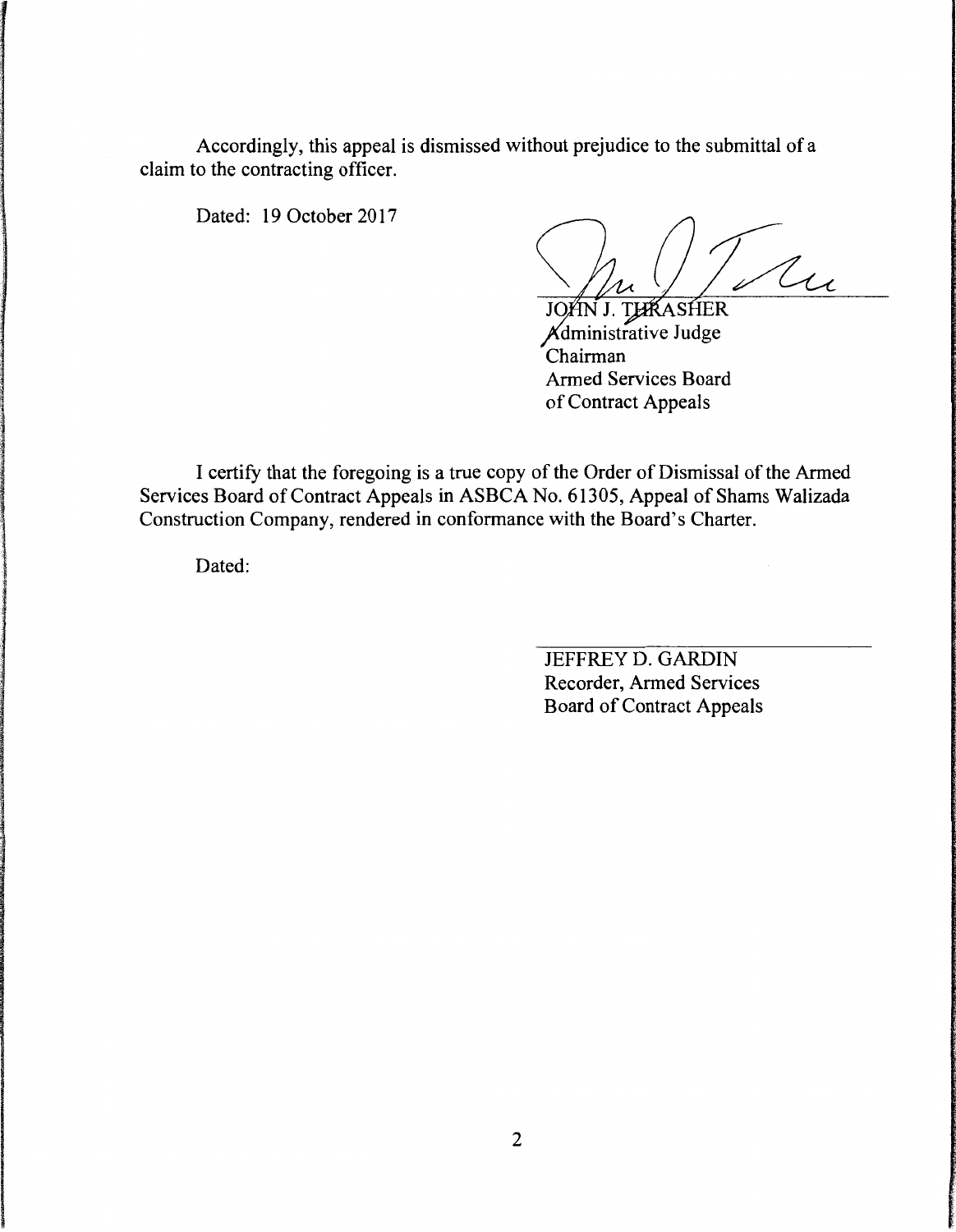Accordingly, this appeal is dismissed without prejudice to the submittal of a claim to the contracting officer.

Dated: 19 October 2017

JOHN J. THRASHER
Administrative Judge
Chairman
Armed Services Board
of Contract Appeals

I certify that the foregoing is a true copy of the Order of Dismissal of the Armed Services Board of Contract Appeals in ASBCA No. 61305, Appeal of Shams Walizada Construction Company, rendered in conformance with the Board's Charter.

Dated:

JEFFREY D. GARDIN
Recorder, Armed Services
Board of Contract Appeals